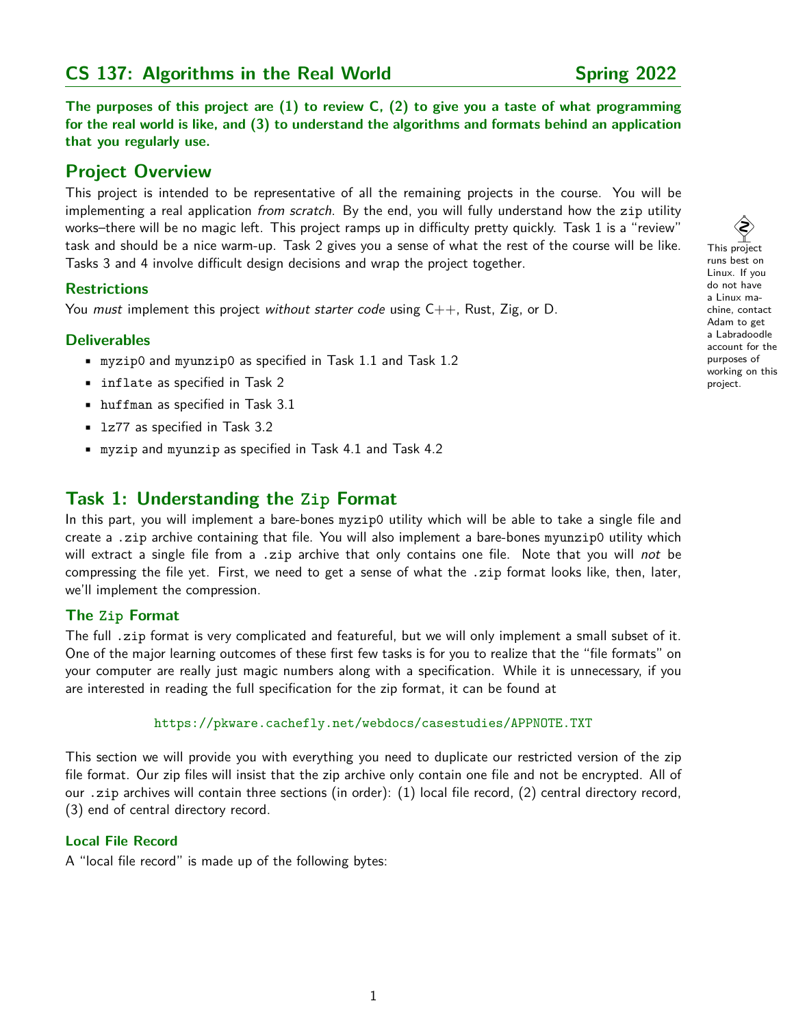# CS 137: Algorithms in the Real World — Spring 2022

**The purposes of this project are (1) to review C, (2) to give you a taste of what programming for the real world is like, and (3) to understand the algorithms and formats behind an application that you regularly use.**

## Project Overview

This project is intended to be representative of all the remaining projects in the course. You will be implementing a real application *from scratch*. By the end, you will fully understand how the `zip` utility works–there will be no magic left. This project ramps up in difficulty pretty quickly. Task 1 is a "review" task and should be a nice warm-up. Task 2 gives you a sense of what the rest of the course will be like. Tasks 3 and 4 involve difficult design decisions and wrap the project together.

This project runs best on Linux. If you do not have a Linux machine, contact Adam to get a Labradoodle account for the purposes of working on this project.

### Restrictions

You *must* implement this project *without starter code* using C++, Rust, Zig, or D.

### Deliverables

- `myzip0` and `myunzip0` as specified in Task 1.1 and Task 1.2
- `inflate` as specified in Task 2
- `huffman` as specified in Task 3.1
- `lz77` as specified in Task 3.2
- `myzip` and `myunzip` as specified in Task 4.1 and Task 4.2

## Task 1: Understanding the `Zip` Format

In this part, you will implement a bare-bones `myzip0` utility which will be able to take a single file and create a `.zip` archive containing that file. You will also implement a bare-bones `myunzip0` utility which will extract a single file from a `.zip` archive that only contains one file. Note that you will *not* be compressing the file yet. First, we need to get a sense of what the `.zip` format looks like, then, later, we'll implement the compression.

### The `Zip` Format

The full `.zip` format is very complicated and featureful, but we will only implement a small subset of it. One of the major learning outcomes of these first few tasks is for you to realize that the "file formats" on your computer are really just magic numbers along with a specification. While it is unnecessary, if you are interested in reading the full specification for the zip format, it can be found at

https://pkware.cachefly.net/webdocs/casestudies/APPNOTE.TXT

This section we will provide you with everything you need to duplicate our restricted version of the zip file format. Our zip files will insist that the zip archive only contain one file and not be encrypted. All of our `.zip` archives will contain three sections (in order): (1) local file record, (2) central directory record, (3) end of central directory record.

#### Local File Record

A "local file record" is made up of the following bytes: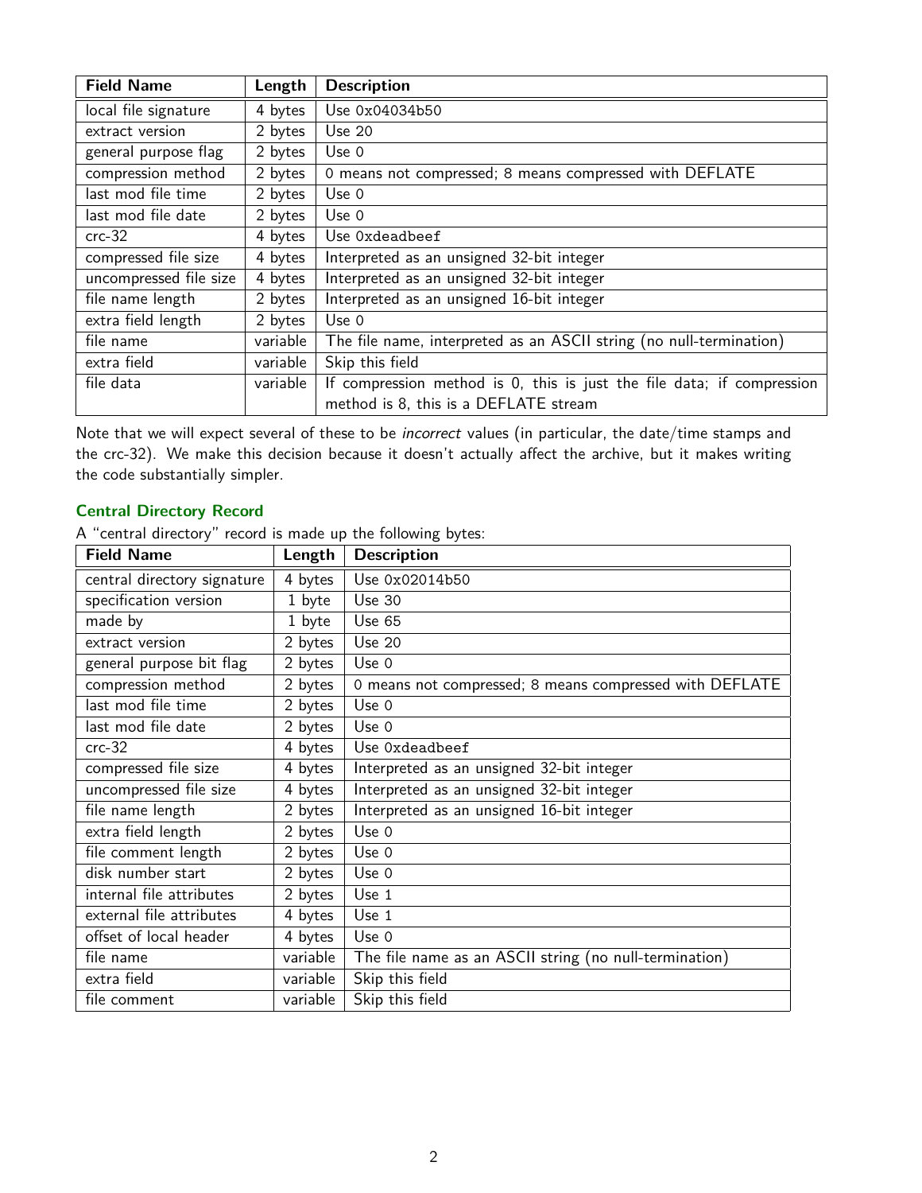| Field Name | Length | Description |
|---|---|---|
| local file signature | 4 bytes | Use `0x04034b50` |
| extract version | 2 bytes | Use 20 |
| general purpose flag | 2 bytes | Use 0 |
| compression method | 2 bytes | 0 means not compressed; 8 means compressed with DEFLATE |
| last mod file time | 2 bytes | Use 0 |
| last mod file date | 2 bytes | Use 0 |
| crc-32 | 4 bytes | Use `0xdeadbeef` |
| compressed file size | 4 bytes | Interpreted as an unsigned 32-bit integer |
| uncompressed file size | 4 bytes | Interpreted as an unsigned 32-bit integer |
| file name length | 2 bytes | Interpreted as an unsigned 16-bit integer |
| extra field length | 2 bytes | Use 0 |
| file name | variable | The file name, interpreted as an ASCII string (no null-termination) |
| extra field | variable | Skip this field |
| file data | variable | If compression method is 0, this is just the file data; if compression method is 8, this is a DEFLATE stream |

Note that we will expect several of these to be *incorrect* values (in particular, the date/time stamps and the crc-32). We make this decision because it doesn't actually affect the archive, but it makes writing the code substantially simpler.

### Central Directory Record

A "central directory" record is made up the following bytes:

| Field Name | Length | Description |
|---|---|---|
| central directory signature | 4 bytes | Use `0x02014b50` |
| specification version | 1 byte | Use 30 |
| made by | 1 byte | Use 65 |
| extract version | 2 bytes | Use 20 |
| general purpose bit flag | 2 bytes | Use 0 |
| compression method | 2 bytes | 0 means not compressed; 8 means compressed with DEFLATE |
| last mod file time | 2 bytes | Use 0 |
| last mod file date | 2 bytes | Use 0 |
| crc-32 | 4 bytes | Use `0xdeadbeef` |
| compressed file size | 4 bytes | Interpreted as an unsigned 32-bit integer |
| uncompressed file size | 4 bytes | Interpreted as an unsigned 32-bit integer |
| file name length | 2 bytes | Interpreted as an unsigned 16-bit integer |
| extra field length | 2 bytes | Use 0 |
| file comment length | 2 bytes | Use 0 |
| disk number start | 2 bytes | Use 0 |
| internal file attributes | 2 bytes | Use 1 |
| external file attributes | 4 bytes | Use 1 |
| offset of local header | 4 bytes | Use 0 |
| file name | variable | The file name as an ASCII string (no null-termination) |
| extra field | variable | Skip this field |
| file comment | variable | Skip this field |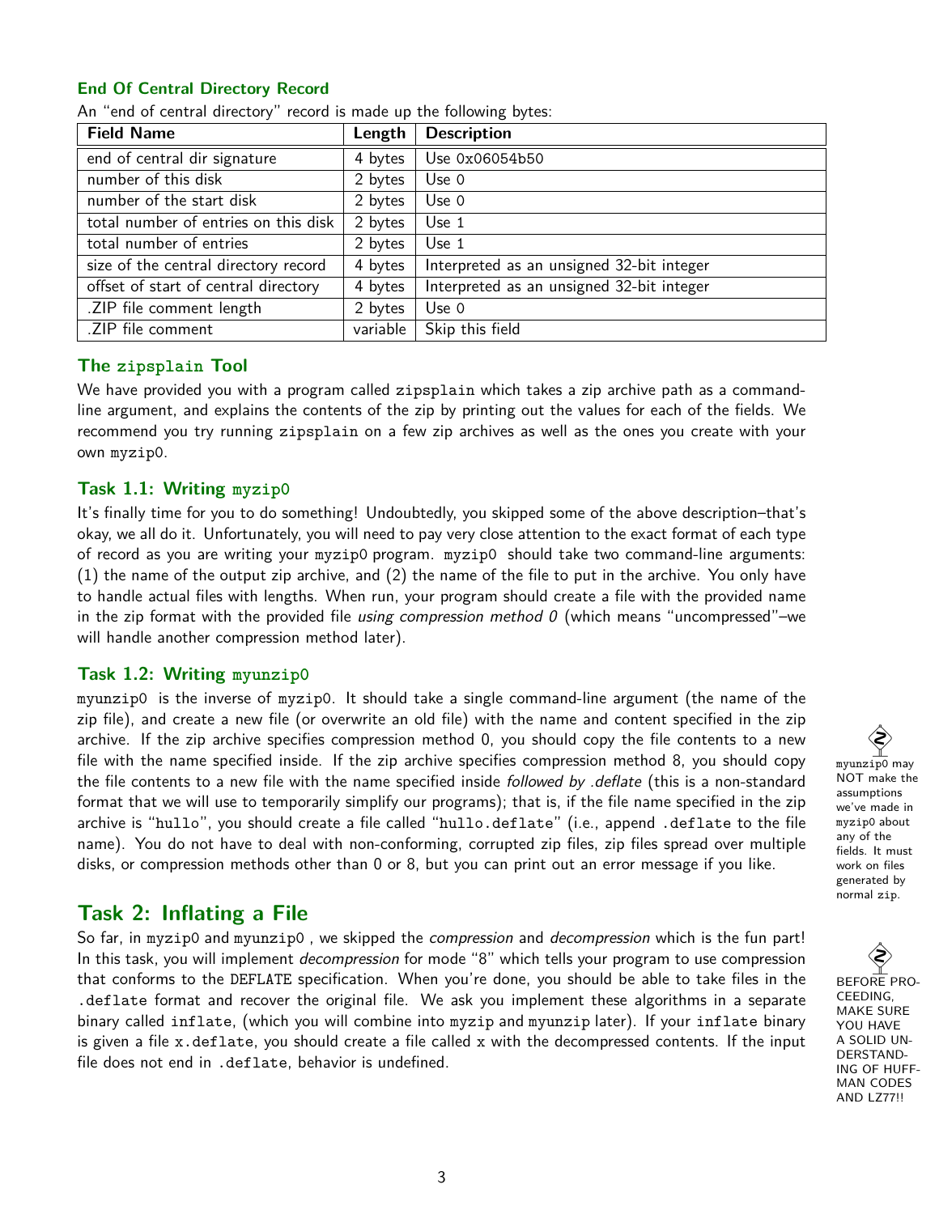### End Of Central Directory Record

An "end of central directory" record is made up the following bytes:

| Field Name | Length | Description |
|---|---|---|
| end of central dir signature | 4 bytes | Use 0x06054b50 |
| number of this disk | 2 bytes | Use 0 |
| number of the start disk | 2 bytes | Use 0 |
| total number of entries on this disk | 2 bytes | Use 1 |
| total number of entries | 2 bytes | Use 1 |
| size of the central directory record | 4 bytes | Interpreted as an unsigned 32-bit integer |
| offset of start of central directory | 4 bytes | Interpreted as an unsigned 32-bit integer |
| .ZIP file comment length | 2 bytes | Use 0 |
| .ZIP file comment | variable | Skip this field |

### The `zipsplain` Tool

We have provided you with a program called `zipsplain` which takes a zip archive path as a command-line argument, and explains the contents of the zip by printing out the values for each of the fields. We recommend you try running `zipsplain` on a few zip archives as well as the ones you create with your own `myzip0`.

### Task 1.1: Writing `myzip0`

It's finally time for you to do something! Undoubtedly, you skipped some of the above description–that's okay, we all do it. Unfortunately, you will need to pay very close attention to the exact format of each type of record as you are writing your `myzip0` program. `myzip0` should take two command-line arguments: (1) the name of the output zip archive, and (2) the name of the file to put in the archive. You only have to handle actual files with lengths. When run, your program should create a file with the provided name in the zip format with the provided file *using compression method 0* (which means "uncompressed"–we will handle another compression method later).

### Task 1.2: Writing `myunzip0`

`myunzip0` is the inverse of `myzip0`. It should take a single command-line argument (the name of the zip file), and create a new file (or overwrite an old file) with the name and content specified in the zip archive. If the zip archive specifies compression method 0, you should copy the file contents to a new file with the name specified inside. If the zip archive specifies compression method 8, you should copy the file contents to a new file with the name specified inside *followed by .deflate* (this is a non-standard format that we will use to temporarily simplify our programs); that is, if the file name specified in the zip archive is "`hullo`", you should create a file called "`hullo.deflate`" (i.e., append `.deflate` to the file name). You do not have to deal with non-conforming, corrupted zip files, zip files spread over multiple disks, or compression methods other than 0 or 8, but you can print out an error message if you like.

`myunzip0` may NOT make the assumptions we've made in `myzip0` about any of the fields. It must work on files generated by normal `zip`.

## Task 2: Inflating a File

So far, in `myzip0` and `myunzip0` , we skipped the *compression* and *decompression* which is the fun part! In this task, you will implement *decompression* for mode "8" which tells your program to use compression that conforms to the `DEFLATE` specification. When you're done, you should be able to take files in the `.deflate` format and recover the original file. We ask you implement these algorithms in a separate binary called `inflate`, (which you will combine into `myzip` and `myunzip` later). If your `inflate` binary is given a file `x.deflate`, you should create a file called `x` with the decompressed contents. If the input file does not end in `.deflate`, behavior is undefined.

BEFORE PROCEEDING, MAKE SURE YOU HAVE A SOLID UNDERSTANDING OF HUFFMAN CODES AND LZ77!!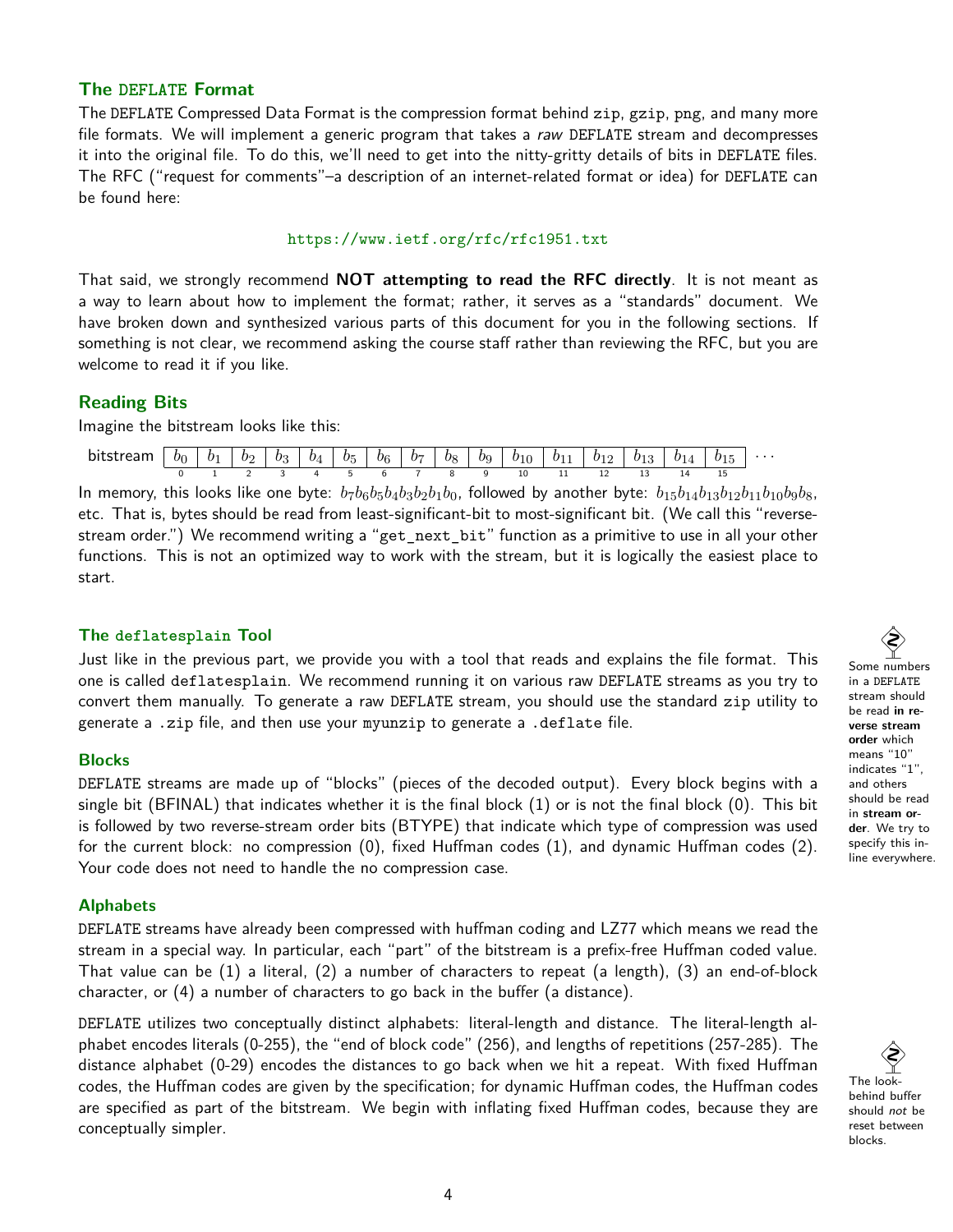## The DEFLATE Format

The DEFLATE Compressed Data Format is the compression format behind zip, gzip, png, and many more file formats. We will implement a generic program that takes a *raw* DEFLATE stream and decompresses it into the original file. To do this, we'll need to get into the nitty-gritty details of bits in DEFLATE files. The RFC ("request for comments"–a description of an internet-related format or idea) for DEFLATE can be found here:

https://www.ietf.org/rfc/rfc1951.txt

That said, we strongly recommend **NOT attempting to read the RFC directly**. It is not meant as a way to learn about how to implement the format; rather, it serves as a "standards" document. We have broken down and synthesized various parts of this document for you in the following sections. If something is not clear, we recommend asking the course staff rather than reviewing the RFC, but you are welcome to read it if you like.

## Reading Bits

Imagine the bitstream looks like this:

| bitstream | $b_0$ | $b_1$ | $b_2$ | $b_3$ | $b_4$ | $b_5$ | $b_6$ | $b_7$ | $b_8$ | $b_9$ | $b_{10}$ | $b_{11}$ | $b_{12}$ | $b_{13}$ | $b_{14}$ | $b_{15}$ | ... |
|---|---|---|---|---|---|---|---|---|---|---|---|---|---|---|---|---|---|
| | 0 | 1 | 2 | 3 | 4 | 5 | 6 | 7 | 8 | 9 | 10 | 11 | 12 | 13 | 14 | 15 | |

In memory, this looks like one byte: $b_7b_6b_5b_4b_3b_2b_1b_0$, followed by another byte: $b_{15}b_{14}b_{13}b_{12}b_{11}b_{10}b_9b_8$, etc. That is, bytes should be read from least-significant-bit to most-significant bit. (We call this "reverse-stream order.") We recommend writing a "get_next_bit" function as a primitive to use in all your other functions. This is not an optimized way to work with the stream, but it is logically the easiest place to start.

### The deflatesplain Tool

Just like in the previous part, we provide you with a tool that reads and explains the file format. This one is called deflatesplain. We recommend running it on various raw DEFLATE streams as you try to convert them manually. To generate a raw DEFLATE stream, you should use the standard zip utility to generate a .zip file, and then use your myunzip to generate a .deflate file.

Some numbers in a DEFLATE stream should be read **in reverse stream order** which means "10" indicates "1", and others should be read in **stream order**. We try to specify this inline everywhere.

### Blocks

DEFLATE streams are made up of "blocks" (pieces of the decoded output). Every block begins with a single bit (BFINAL) that indicates whether it is the final block (1) or is not the final block (0). This bit is followed by two reverse-stream order bits (BTYPE) that indicate which type of compression was used for the current block: no compression (0), fixed Huffman codes (1), and dynamic Huffman codes (2). Your code does not need to handle the no compression case.

### Alphabets

DEFLATE streams have already been compressed with huffman coding and LZ77 which means we read the stream in a special way. In particular, each "part" of the bitstream is a prefix-free Huffman coded value. That value can be (1) a literal, (2) a number of characters to repeat (a length), (3) an end-of-block character, or (4) a number of characters to go back in the buffer (a distance).

DEFLATE utilizes two conceptually distinct alphabets: literal-length and distance. The literal-length alphabet encodes literals (0-255), the "end of block code" (256), and lengths of repetitions (257-285). The distance alphabet (0-29) encodes the distances to go back when we hit a repeat. With fixed Huffman codes, the Huffman codes are given by the specification; for dynamic Huffman codes, the Huffman codes are specified as part of the bitstream. We begin with inflating fixed Huffman codes, because they are conceptually simpler.

The look-behind buffer should *not* be reset between blocks.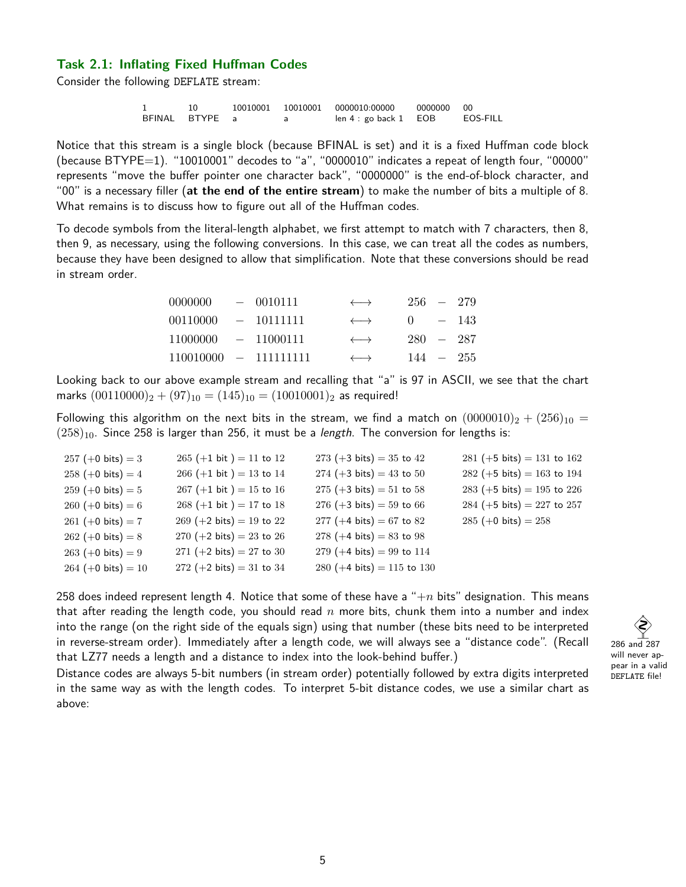### Task 2.1: Inflating Fixed Huffman Codes

Consider the following DEFLATE stream:

| 1 | 10 | 10010001 | 10010001 | 0000010:00000 | 0000000 | 00 |
|---|---|---|---|---|---|---|
| BFINAL | BTYPE | a | a | len 4 : go back 1 | EOB | EOS-FILL |

Notice that this stream is a single block (because BFINAL is set) and it is a fixed Huffman code block (because BTYPE=1). "10010001" decodes to "a", "0000010" indicates a repeat of length four, "00000" represents "move the buffer pointer one character back", "0000000" is the end-of-block character, and "00" is a necessary filler (**at the end of the entire stream**) to make the number of bits a multiple of 8. What remains is to discuss how to figure out all of the Huffman codes.

To decode symbols from the literal-length alphabet, we first attempt to match with 7 characters, then 8, then 9, as necessary, using the following conversions. In this case, we can treat all the codes as numbers, because they have been designed to allow that simplification. Note that these conversions should be read in stream order.

$$
\begin{array}{lcl}
0000000 - 0010111 & \longleftrightarrow & 256 - 279 \\
00110000 - 10111111 & \longleftrightarrow & 0 - 143 \\
11000000 - 11000111 & \longleftrightarrow & 280 - 287 \\
110010000 - 111111111 & \longleftrightarrow & 144 - 255
\end{array}
$$

Looking back to our above example stream and recalling that "a" is 97 in ASCII, we see that the chart marks $(00110000)_2 + (97)_{10} = (145)_{10} = (10010001)_2$ as required!

Following this algorithm on the next bits in the stream, we find a match on $(0000010)_2 + (256)_{10} = (258)_{10}$. Since 258 is larger than 256, it must be a *length*. The conversion for lengths is:

| | | | |
|---|---|---|---|
| $257$ (+0 bits) $= 3$ | $265$ (+1 bit ) $= 11$ to $12$ | $273$ (+3 bits) $= 35$ to $42$ | $281$ (+5 bits) $= 131$ to $162$ |
| $258$ (+0 bits) $= 4$ | $266$ (+1 bit ) $= 13$ to $14$ | $274$ (+3 bits) $= 43$ to $50$ | $282$ (+5 bits) $= 163$ to $194$ |
| $259$ (+0 bits) $= 5$ | $267$ (+1 bit ) $= 15$ to $16$ | $275$ (+3 bits) $= 51$ to $58$ | $283$ (+5 bits) $= 195$ to $226$ |
| $260$ (+0 bits) $= 6$ | $268$ (+1 bit ) $= 17$ to $18$ | $276$ (+3 bits) $= 59$ to $66$ | $284$ (+5 bits) $= 227$ to $257$ |
| $261$ (+0 bits) $= 7$ | $269$ (+2 bits) $= 19$ to $22$ | $277$ (+4 bits) $= 67$ to $82$ | $285$ (+0 bits) $= 258$ |
| $262$ (+0 bits) $= 8$ | $270$ (+2 bits) $= 23$ to $26$ | $278$ (+4 bits) $= 83$ to $98$ | |
| $263$ (+0 bits) $= 9$ | $271$ (+2 bits) $= 27$ to $30$ | $279$ (+4 bits) $= 99$ to $114$ | |
| $264$ (+0 bits) $= 10$ | $272$ (+2 bits) $= 31$ to $34$ | $280$ (+4 bits) $= 115$ to $130$ | |

258 does indeed represent length 4. Notice that some of these have a "$+n$ bits" designation. This means that after reading the length code, you should read $n$ more bits, chunk them into a number and index into the range (on the right side of the equals sign) using that number (these bits need to be interpreted in reverse-stream order). Immediately after a length code, we will always see a "distance code". (Recall that LZ77 needs a length and a distance to index into the look-behind buffer.)

286 and 287 will never appear in a valid DEFLATE file!

Distance codes are always 5-bit numbers (in stream order) potentially followed by extra digits interpreted in the same way as with the length codes. To interpret 5-bit distance codes, we use a similar chart as above: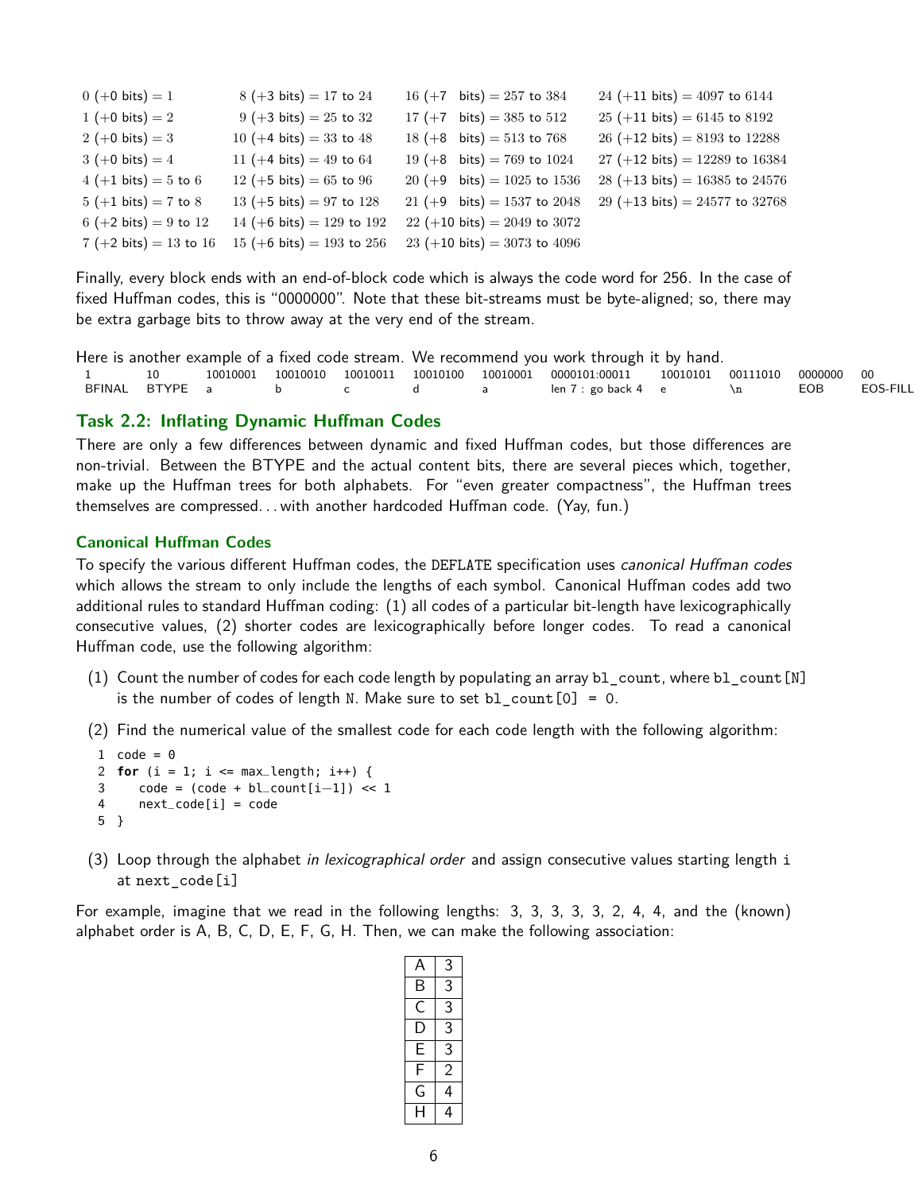| | | | |
|---|---|---|---|
| 0 (+0 bits) = 1 | 8 (+3 bits) = 17 to 24 | 16 (+7 bits) = 257 to 384 | 24 (+11 bits) = 4097 to 6144 |
| 1 (+0 bits) = 2 | 9 (+3 bits) = 25 to 32 | 17 (+7 bits) = 385 to 512 | 25 (+11 bits) = 6145 to 8192 |
| 2 (+0 bits) = 3 | 10 (+4 bits) = 33 to 48 | 18 (+8 bits) = 513 to 768 | 26 (+12 bits) = 8193 to 12288 |
| 3 (+0 bits) = 4 | 11 (+4 bits) = 49 to 64 | 19 (+8 bits) = 769 to 1024 | 27 (+12 bits) = 12289 to 16384 |
| 4 (+1 bits) = 5 to 6 | 12 (+5 bits) = 65 to 96 | 20 (+9 bits) = 1025 to 1536 | 28 (+13 bits) = 16385 to 24576 |
| 5 (+1 bits) = 7 to 8 | 13 (+5 bits) = 97 to 128 | 21 (+9 bits) = 1537 to 2048 | 29 (+13 bits) = 24577 to 32768 |
| 6 (+2 bits) = 9 to 12 | 14 (+6 bits) = 129 to 192 | 22 (+10 bits) = 2049 to 3072 | |
| 7 (+2 bits) = 13 to 16 | 15 (+6 bits) = 193 to 256 | 23 (+10 bits) = 3073 to 4096 | |

Finally, every block ends with an end-of-block code which is always the code word for 256. In the case of fixed Huffman codes, this is "0000000". Note that these bit-streams must be byte-aligned; so, there may be extra garbage bits to throw away at the very end of the stream.

Here is another example of a fixed code stream. We recommend you work through it by hand.

| 1 | 10 | 10010001 | 10010010 | 10010011 | 10010100 | 10010001 | 0000101:00011 | 10010101 | 00111010 | 0000000 | 00 |
|---|---|---|---|---|---|---|---|---|---|---|---|
| BFINAL | BTYPE | a | b | c | d | a | len 7 : go back 4 | e | \n | EOB | EOS-FILL |

## Task 2.2: Inflating Dynamic Huffman Codes

There are only a few differences between dynamic and fixed Huffman codes, but those differences are non-trivial. Between the BTYPE and the actual content bits, there are several pieces which, together, make up the Huffman trees for both alphabets. For "even greater compactness", the Huffman trees themselves are compressed... with another hardcoded Huffman code. (Yay, fun.)

### Canonical Huffman Codes

To specify the various different Huffman codes, the DEFLATE specification uses *canonical Huffman codes* which allows the stream to only include the lengths of each symbol. Canonical Huffman codes add two additional rules to standard Huffman coding: (1) all codes of a particular bit-length have lexicographically consecutive values, (2) shorter codes are lexicographically before longer codes. To read a canonical Huffman code, use the following algorithm:

(1) Count the number of codes for each code length by populating an array `bl_count`, where `bl_count[N]` is the number of codes of length `N`. Make sure to set `bl_count[0] = 0`.

(2) Find the numerical value of the smallest code for each code length with the following algorithm:

```
1 code = 0
2 for (i = 1; i <= max_length; i++) {
3    code = (code + bl_count[i-1]) << 1
4    next_code[i] = code
5 }
```

(3) Loop through the alphabet *in lexicographical order* and assign consecutive values starting length `i` at `next_code[i]`

For example, imagine that we read in the following lengths: 3, 3, 3, 3, 3, 2, 4, 4, and the (known) alphabet order is A, B, C, D, E, F, G, H. Then, we can make the following association:

| | |
|---|---|
| A | 3 |
| B | 3 |
| C | 3 |
| D | 3 |
| E | 3 |
| F | 2 |
| G | 4 |
| H | 4 |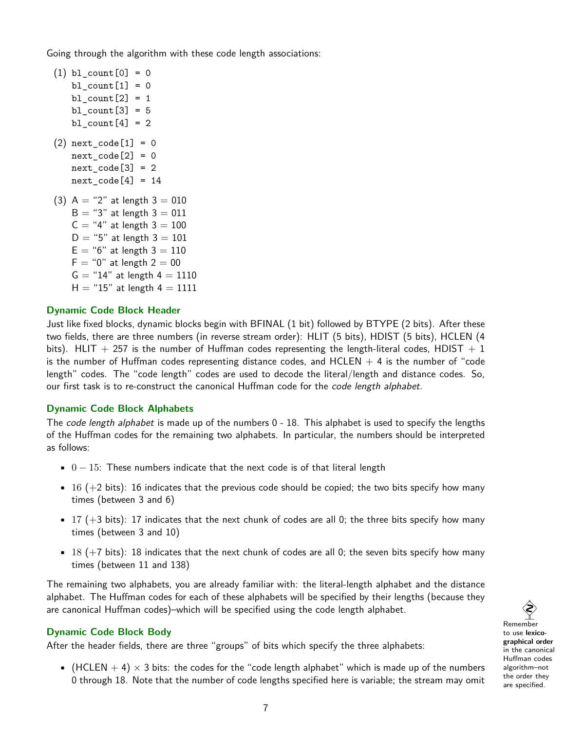Going through the algorithm with these code length associations:

(1)
```
bl_count[0] = 0
bl_count[1] = 0
bl_count[2] = 1
bl_count[3] = 5
bl_count[4] = 2
```

(2)
```
next_code[1] = 0
next_code[2] = 0
next_code[3] = 2
next_code[4] = 14
```

(3) A = "2" at length 3 = 010
B = "3" at length 3 = 011
C = "4" at length 3 = 100
D = "5" at length 3 = 101
E = "6" at length 3 = 110
F = "0" at length 2 = 00
G = "14" at length 4 = 1110
H = "15" at length 4 = 1111

### Dynamic Code Block Header

Just like fixed blocks, dynamic blocks begin with BFINAL (1 bit) followed by BTYPE (2 bits). After these two fields, there are three numbers (in reverse stream order): HLIT (5 bits), HDIST (5 bits), HCLEN (4 bits). HLIT + 257 is the number of Huffman codes representing the length-literal codes, HDIST + 1 is the number of Huffman codes representing distance codes, and HCLEN + 4 is the number of "code length" codes. The "code length" codes are used to decode the literal/length and distance codes. So, our first task is to re-construct the canonical Huffman code for the *code length alphabet*.

### Dynamic Code Block Alphabets

The *code length alphabet* is made up of the numbers 0 - 18. This alphabet is used to specify the lengths of the Huffman codes for the remaining two alphabets. In particular, the numbers should be interpreted as follows:

- $0 - 15$: These numbers indicate that the next code is of that literal length
- $16$ (+2 bits): 16 indicates that the previous code should be copied; the two bits specify how many times (between 3 and 6)
- $17$ (+3 bits): 17 indicates that the next chunk of codes are all 0; the three bits specify how many times (between 3 and 10)
- $18$ (+7 bits): 18 indicates that the next chunk of codes are all 0; the seven bits specify how many times (between 11 and 138)

The remaining two alphabets, you are already familiar with: the literal-length alphabet and the distance alphabet. The Huffman codes for each of these alphabets will be specified by their lengths (because they are canonical Huffman codes)–which will be specified using the code length alphabet.

### Dynamic Code Block Body

After the header fields, there are three "groups" of bits which specify the three alphabets:

Remember to use **lexicographical order** in the canonical Huffman codes algorithm–not the order they are specified.

- (HCLEN + 4) $\times$ 3 bits: the codes for the "code length alphabet" which is made up of the numbers 0 through 18. Note that the number of code lengths specified here is variable; the stream may omit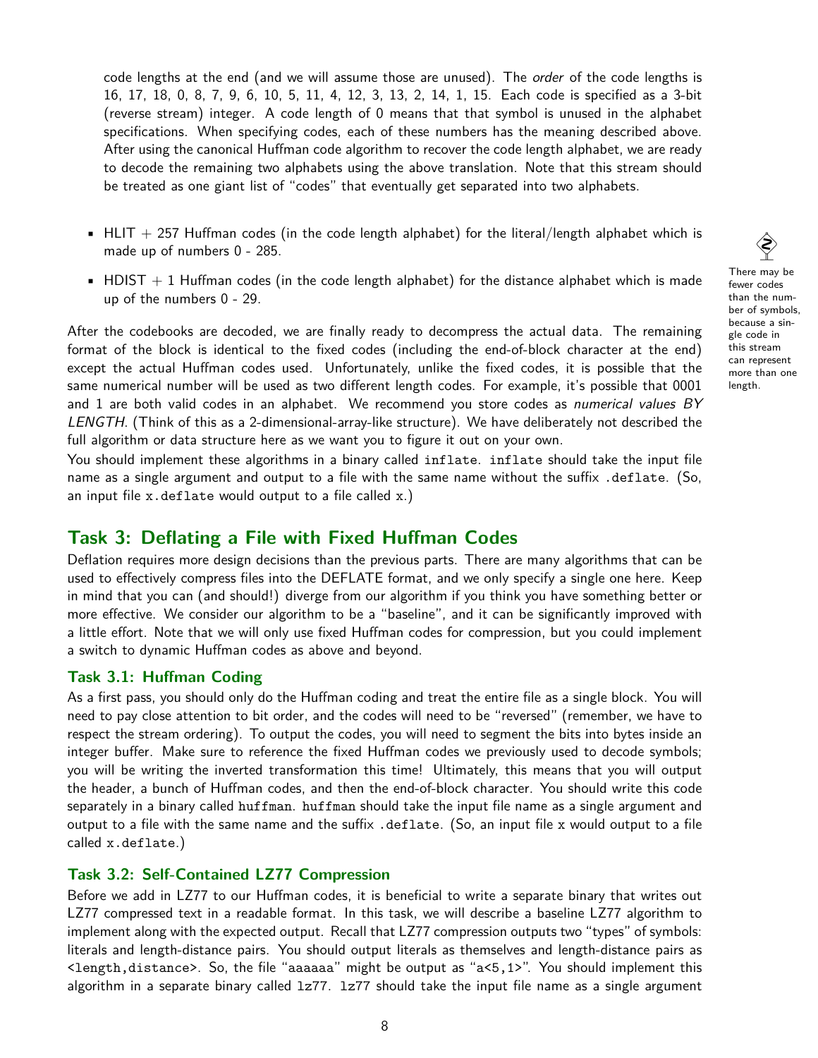code lengths at the end (and we will assume those are unused). The *order* of the code lengths is 16, 17, 18, 0, 8, 7, 9, 6, 10, 5, 11, 4, 12, 3, 13, 2, 14, 1, 15. Each code is specified as a 3-bit (reverse stream) integer. A code length of 0 means that that symbol is unused in the alphabet specifications. When specifying codes, each of these numbers has the meaning described above. After using the canonical Huffman code algorithm to recover the code length alphabet, we are ready to decode the remaining two alphabets using the above translation. Note that this stream should be treated as one giant list of "codes" that eventually get separated into two alphabets.

- HLIT + 257 Huffman codes (in the code length alphabet) for the literal/length alphabet which is made up of numbers 0 - 285.
- HDIST + 1 Huffman codes (in the code length alphabet) for the distance alphabet which is made up of the numbers 0 - 29.

There may be fewer codes than the number of symbols, because a single code in this stream can represent more than one length.

After the codebooks are decoded, we are finally ready to decompress the actual data. The remaining format of the block is identical to the fixed codes (including the end-of-block character at the end) except the actual Huffman codes used. Unfortunately, unlike the fixed codes, it is possible that the same numerical number will be used as two different length codes. For example, it's possible that 0001 and 1 are both valid codes in an alphabet. We recommend you store codes as *numerical values BY LENGTH*. (Think of this as a 2-dimensional-array-like structure). We have deliberately not described the full algorithm or data structure here as we want you to figure it out on your own.

You should implement these algorithms in a binary called `inflate`. `inflate` should take the input file name as a single argument and output to a file with the same name without the suffix `.deflate`. (So, an input file `x.deflate` would output to a file called `x`.)

## Task 3: Deflating a File with Fixed Huffman Codes

Deflation requires more design decisions than the previous parts. There are many algorithms that can be used to effectively compress files into the DEFLATE format, and we only specify a single one here. Keep in mind that you can (and should!) diverge from our algorithm if you think you have something better or more effective. We consider our algorithm to be a "baseline", and it can be significantly improved with a little effort. Note that we will only use fixed Huffman codes for compression, but you could implement a switch to dynamic Huffman codes as above and beyond.

### Task 3.1: Huffman Coding

As a first pass, you should only do the Huffman coding and treat the entire file as a single block. You will need to pay close attention to bit order, and the codes will need to be "reversed" (remember, we have to respect the stream ordering). To output the codes, you will need to segment the bits into bytes inside an integer buffer. Make sure to reference the fixed Huffman codes we previously used to decode symbols; you will be writing the inverted transformation this time! Ultimately, this means that you will output the header, a bunch of Huffman codes, and then the end-of-block character. You should write this code separately in a binary called `huffman`. `huffman` should take the input file name as a single argument and output to a file with the same name and the suffix `.deflate`. (So, an input file `x` would output to a file called `x.deflate`.)

### Task 3.2: Self-Contained LZ77 Compression

Before we add in LZ77 to our Huffman codes, it is beneficial to write a separate binary that writes out LZ77 compressed text in a readable format. In this task, we will describe a baseline LZ77 algorithm to implement along with the expected output. Recall that LZ77 compression outputs two "types" of symbols: literals and length-distance pairs. You should output literals as themselves and length-distance pairs as `<length,distance>`. So, the file "aaaaaa" might be output as "a<5,1>". You should implement this algorithm in a separate binary called `lz77`. `lz77` should take the input file name as a single argument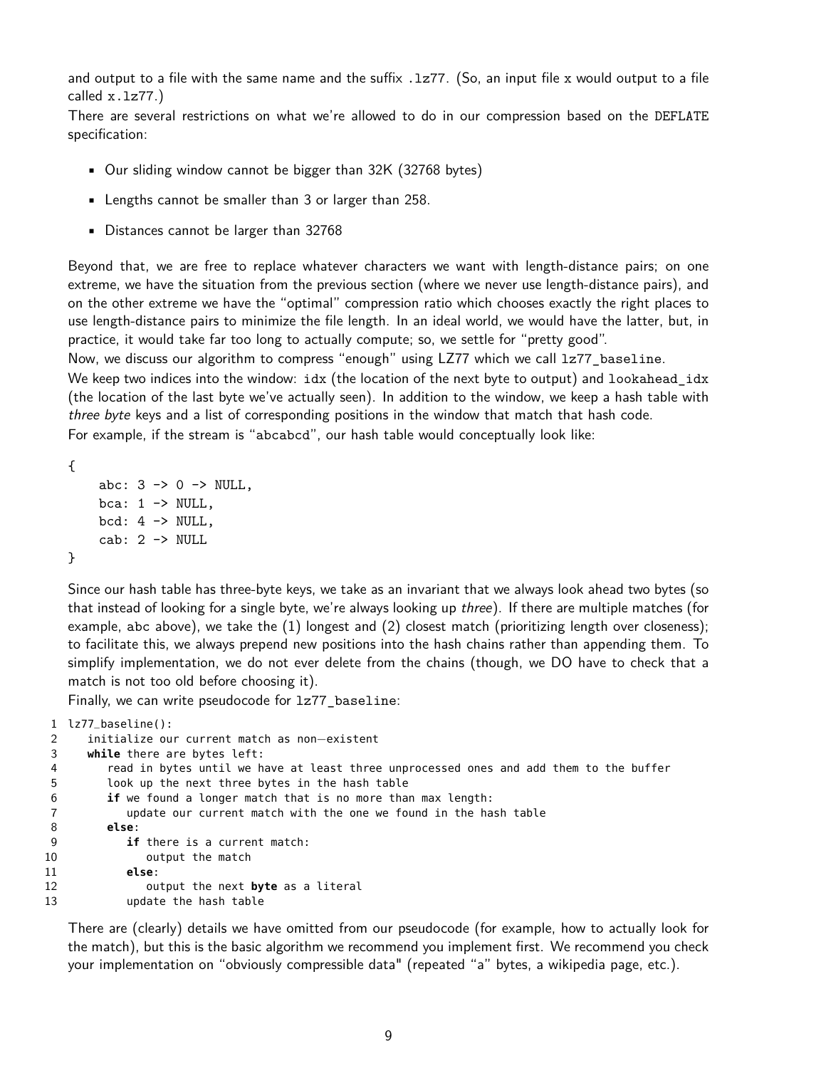and output to a file with the same name and the suffix `.lz77`. (So, an input file `x` would output to a file called `x.lz77`.)

There are several restrictions on what we're allowed to do in our compression based on the DEFLATE specification:

- Our sliding window cannot be bigger than 32K (32768 bytes)
- Lengths cannot be smaller than 3 or larger than 258.
- Distances cannot be larger than 32768

Beyond that, we are free to replace whatever characters we want with length-distance pairs; on one extreme, we have the situation from the previous section (where we never use length-distance pairs), and on the other extreme we have the "optimal" compression ratio which chooses exactly the right places to use length-distance pairs to minimize the file length. In an ideal world, we would have the latter, but, in practice, it would take far too long to actually compute; so, we settle for "pretty good".

Now, we discuss our algorithm to compress "enough" using LZ77 which we call `lz77_baseline`.

We keep two indices into the window: `idx` (the location of the next byte to output) and `lookahead_idx` (the location of the last byte we've actually seen). In addition to the window, we keep a hash table with *three byte* keys and a list of corresponding positions in the window that match that hash code.

For example, if the stream is "abcabcd", our hash table would conceptually look like:

```
{
    abc: 3 -> 0 -> NULL,
    bca: 1 -> NULL,
    bcd: 4 -> NULL,
    cab: 2 -> NULL
}
```

Since our hash table has three-byte keys, we take as an invariant that we always look ahead two bytes (so that instead of looking for a single byte, we're always looking up *three*). If there are multiple matches (for example, abc above), we take the (1) longest and (2) closest match (prioritizing length over closeness); to facilitate this, we always prepend new positions into the hash chains rather than appending them. To simplify implementation, we do not ever delete from the chains (though, we DO have to check that a match is not too old before choosing it).

Finally, we can write pseudocode for `lz77_baseline`:

```
1  lz77_baseline():
2     initialize our current match as non-existent
3     while there are bytes left:
4        read in bytes until we have at least three unprocessed ones and add them to the buffer
5        look up the next three bytes in the hash table
6        if we found a longer match that is no more than max length:
7           update our current match with the one we found in the hash table
8        else:
9           if there is a current match:
10             output the match
11          else:
12             output the next byte as a literal
13          update the hash table
```

There are (clearly) details we have omitted from our pseudocode (for example, how to actually look for the match), but this is the basic algorithm we recommend you implement first. We recommend you check your implementation on "obviously compressible data" (repeated "a" bytes, a wikipedia page, etc.).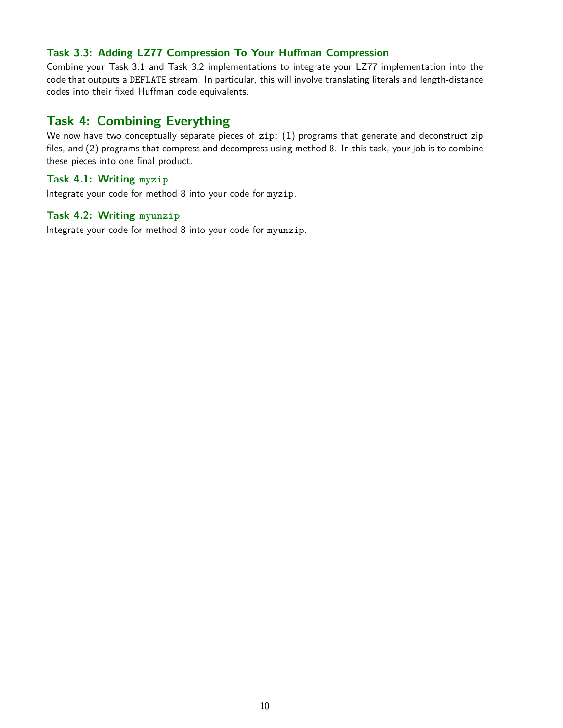### Task 3.3: Adding LZ77 Compression To Your Huffman Compression

Combine your Task 3.1 and Task 3.2 implementations to integrate your LZ77 implementation into the code that outputs a `DEFLATE` stream. In particular, this will involve translating literals and length-distance codes into their fixed Huffman code equivalents.

## Task 4: Combining Everything

We now have two conceptually separate pieces of `zip`: (1) programs that generate and deconstruct zip files, and (2) programs that compress and decompress using method 8. In this task, your job is to combine these pieces into one final product.

### Task 4.1: Writing `myzip`

Integrate your code for method 8 into your code for `myzip`.

### Task 4.2: Writing `myunzip`

Integrate your code for method 8 into your code for `myunzip`.